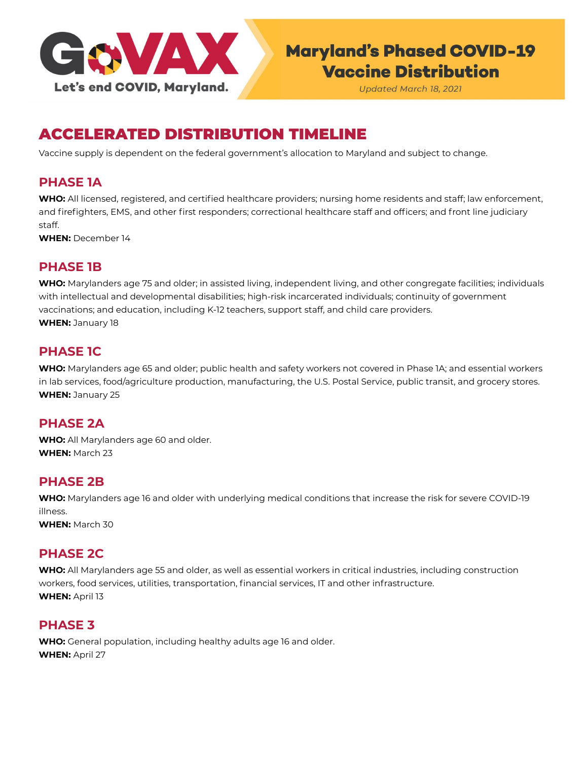GoVAX

Let's end COVID, Maryland.

# Maryland's Phased COVID-19 Vaccine Distribution

*Updated March 18, 2021*

## ACCELERATED DISTRIBUTION TIMELINE

Vaccine supply is dependent on the federal government's allocation to Maryland and subject to change.

### PHASE 1A

**WHO:** All licensed, registered, and certified healthcare providers; nursing home residents and staff; law enforcement, and firefighters, EMS, and other first responders; correctional healthcare staff and officers; and front line judiciary staff.

**WHEN:** December 14

### PHASE 1B

**WHO:** Marylanders age 75 and older; in assisted living, independent living, and other congregate facilities; individuals with intellectual and developmental disabilities; high-risk incarcerated individuals; continuity of government vaccinations; and education, including K-12 teachers, support staff, and child care providers.

**WHEN:** January 18

### PHASE 1C

**WHO:** Marylanders age 65 and older; public health and safety workers not covered in Phase 1A; and essential workers in lab services, food/agriculture production, manufacturing, the U.S. Postal Service, public transit, and grocery stores.

**WHEN:** January 25

### PHASE 2A

**WHO:** All Marylanders age 60 and older.

**WHEN:** March 23

### PHASE 2B

**WHO:** Marylanders age 16 and older with underlying medical conditions that increase the risk for severe COVID-19 illness.

**WHEN:** March 30

### PHASE 2C

**WHO:** All Marylanders age 55 and older, as well as essential workers in critical industries, including construction workers, food services, utilities, transportation, financial services, IT and other infrastructure.

**WHEN:** April 13

### PHASE 3

**WHO:** General population, including healthy adults age 16 and older.

**WHEN:** April 27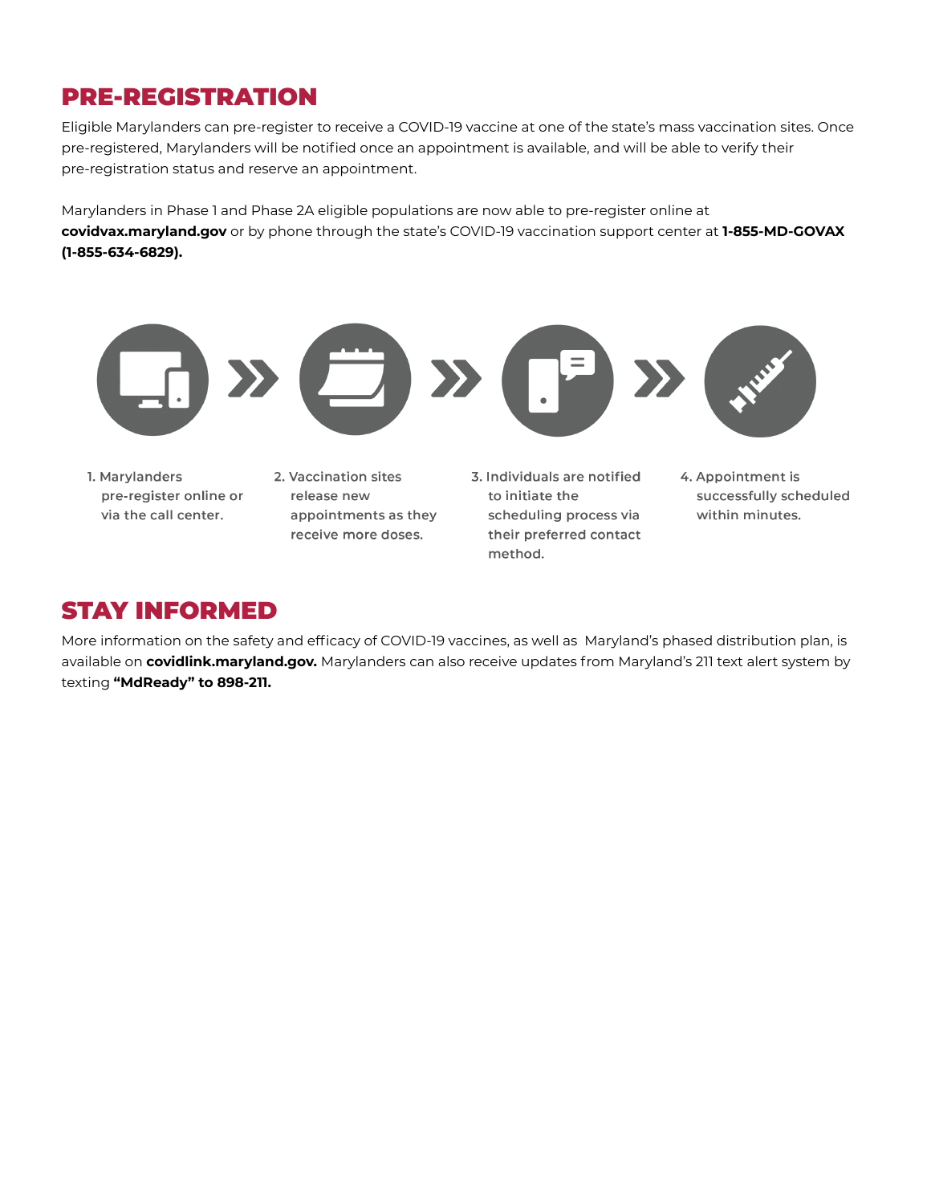## PRE-REGISTRATION

Eligible Marylanders can pre-register to receive a COVID-19 vaccine at one of the state's mass vaccination sites. Once pre-registered, Marylanders will be notified once an appointment is available, and will be able to verify their pre-registration status and reserve an appointment.

Marylanders in Phase 1 and Phase 2A eligible populations are now able to pre-register online at **covidvax.maryland.gov** or by phone through the state's COVID-19 vaccination support center at **1-855-MD-GOVAX (1-855-634-6829).**

1. Marylanders pre-register online or via the call center.
2. Vaccination sites release new appointments as they receive more doses.
3. Individuals are notified to initiate the scheduling process via their preferred contact method.
4. Appointment is successfully scheduled within minutes.

## STAY INFORMED

More information on the safety and efficacy of COVID-19 vaccines, as well as Maryland's phased distribution plan, is available on **covidlink.maryland.gov.** Marylanders can also receive updates from Maryland's 211 text alert system by texting **"MdReady" to 898-211.**